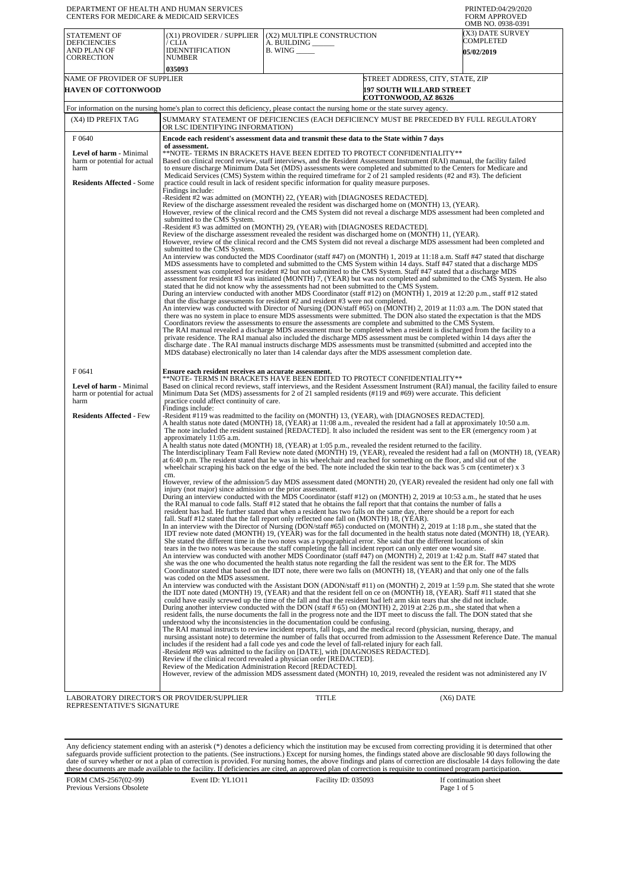DEPARTMENT OF HEALTH AND HUMAN SERVICES
CENTERS FOR MEDICARE & MEDICAID SERVICES

PRINTED:04/29/2020
FORM APPROVED
OMB NO. 0938-0391

| STATEMENT OF DEFICIENCIES AND PLAN OF CORRECTION | (X1) PROVIDER / SUPPLIER / CLIA IDENNTIFICATION NUMBER | (X2) MULTIPLE CONSTRUCTION A. BUILDING ______ B. WING _____ | (X3) DATE SURVEY COMPLETED |
|---|---|---|---|
| | 035093 | | 05/02/2019 |

| NAME OF PROVIDER OF SUPPLIER | STREET ADDRESS, CITY, STATE, ZIP |
|---|---|
| HAVEN OF COTTONWOOD | 197 SOUTH WILLARD STREET COTTONWOOD, AZ 86326 |

For information on the nursing home's plan to correct this deficiency, please contact the nursing home or the state survey agency.

| (X4) ID PREFIX TAG | SUMMARY STATEMENT OF DEFICIENCIES (EACH DEFICIENCY MUST BE PRECEDED BY FULL REGULATORY OR LSC IDENTIFYING INFORMATION) |
|---|---|
| F 0640<br><br>**Level of harm** - Minimal harm or potential for actual harm<br><br>**Residents Affected** - Some | **Encode each resident's assessment data and transmit these data to the State within 7 days of assessment.**<br>**NOTE- TERMS IN BRACKETS HAVE BEEN EDITED TO PROTECT CONFIDENTIALITY**<br>Based on clinical record review, staff interviews, and the Resident Assessment Instrument (RAI) manual, the facility failed to ensure discharge Minimum Data Set (MDS) assessments were completed and submitted to the Centers for Medicare and Medicaid Services (CMS) System within the required timeframe for 2 of 21 sampled residents (#2 and #3). The deficient practice could result in lack of resident specific information for quality measure purposes.<br>Findings include:<br>-Resident #2 was admitted on (MONTH) 22, (YEAR) with [DIAGNOSES REDACTED].<br>Review of the discharge assessment revealed the resident was discharged home on (MONTH) 13, (YEAR).<br>However, review of the clinical record and the CMS System did not reveal a discharge MDS assessment had been completed and submitted to the CMS System.<br>-Resident #3 was admitted on (MONTH) 29, (YEAR) with [DIAGNOSES REDACTED].<br>Review of the discharge assessment revealed the resident was discharged home on (MONTH) 11, (YEAR).<br>However, review of the clinical record and the CMS System did not reveal a discharge MDS assessment had been completed and submitted to the CMS System.<br>An interview was conducted the MDS Coordinator (staff #47) on (MONTH) 1, 2019 at 11:18 a.m. Staff #47 stated that discharge MDS assessments have to completed and submitted to the CMS System within 14 days. Staff #47 stated that a discharge MDS assessment was completed for resident #2 but not submitted to the CMS System. Staff #47 stated that a discharge MDS assessment for resident #3 was initiated (MONTH) 7, (YEAR) but was not completed and submitted to the CMS System. He also stated that he did not know why the assessments had not been submitted to the CMS System.<br>During an interview conducted with another MDS Coordinator (staff #12) on (MONTH) 1, 2019 at 12:20 p.m., staff #12 stated that the discharge assessments for resident #2 and resident #3 were not completed.<br>An interview was conducted with Director of Nursing (DON/staff #65) on (MONTH) 2, 2019 at 11:03 a.m. The DON stated that there was no system in place to ensure MDS assessments were submitted. The DON also stated the expectation is that the MDS Coordinators review the assessments to ensure the assessments are complete and submitted to the CMS System.<br>The RAI manual revealed a discharge MDS assessment must be completed when a resident is discharged from the facility to a private residence. The RAI manual also included the discharge MDS assessment must be completed within 14 days after the discharge date . The RAI manual instructs discharge MDS assessments must be transmitted (submitted and accepted into the MDS database) electronically no later than 14 calendar days after the MDS assessment completion date. |
| F 0641<br><br>**Level of harm** - Minimal harm or potential for actual harm<br><br>**Residents Affected** - Few | **Ensure each resident receives an accurate assessment.**<br>**NOTE- TERMS IN BRACKETS HAVE BEEN EDITED TO PROTECT CONFIDENTIALITY**<br>Based on clinical record reviews, staff interviews, and the Resident Assessment Instrument (RAI) manual, the facility failed to ensure Minimum Data Set (MDS) assessments for 2 of 21 sampled residents (#119 and #69) were accurate. This deficient practice could affect continuity of care.<br>Findings include:<br>-Resident #119 was readmitted to the facility on (MONTH) 13, (YEAR), with [DIAGNOSES REDACTED].<br>A health status note dated (MONTH) 18, (YEAR) at 11:08 a.m., revealed the resident had a fall at approximately 10:50 a.m. The note included the resident sustained [REDACTED]. It also included the resident was sent to the ER (emergency room ) at approximately 11:05 a.m.<br>A health status note dated (MONTH) 18, (YEAR) at 1:05 p.m., revealed the resident returned to the facility.<br>The Interdisciplinary Team Fall Review note dated (MONTH) 19, (YEAR), revealed the resident had a fall on (MONTH) 18, (YEAR) at 6:40 p.m. The resident stated that he was in his wheelchair and reached for something on the floor, and slid out of the wheelchair scraping his back on the edge of the bed. The note included the skin tear to the back was 5 cm (centimeter) x 3 cm.<br>However, review of the admission/5 day MDS assessment dated (MONTH) 20, (YEAR) revealed the resident had only one fall with injury (not major) since admission or the prior assessment.<br>During an interview conducted with the MDS Coordinator (staff #12) on (MONTH) 2, 2019 at 10:53 a.m., he stated that he uses the RAI manual to code falls. Staff #12 stated that he obtains the fall report that contains the number of falls a resident has had. He further stated that when a resident has two falls on the same day, there should be a report for each fall. Staff #12 stated that the fall report only reflected one fall on (MONTH) 18, (YEAR).<br>In an interview with the Director of Nursing (DON/staff #65) conducted on (MONTH) 2, 2019 at 1:18 p.m., she stated that the IDT review note dated (MONTH) 19, (YEAR) was for the fall documented in the health status note dated (MONTH) 18, (YEAR). She stated the different time in the two notes was a typographical error. She said that the different locations of skin tears in the two notes was because the staff completing the fall incident report can only enter one wound site.<br>An interview was conducted with another MDS Coordinator (staff #47) on (MONTH) 2, 2019 at 1:42 p.m. Staff #47 stated that she was the one who documented the health status note regarding the fall the resident was sent to the ER for. The MDS Coordinator stated that based on the IDT note, there were two falls on (MONTH) 18, (YEAR) and that only one of the falls was coded on the MDS assessment.<br>An interview was conducted with the Assistant DON (ADON/staff #11) on (MONTH) 2, 2019 at 1:59 p.m. She stated that she wrote the IDT note dated (MONTH) 19, (YEAR) and that the resident fell on ce on (MONTH) 18, (YEAR). Staff #11 stated that she could have easily screwed up the time of the fall and that the resident had left arm skin tears that she did not include.<br>During another interview conducted with the DON (staff # 65) on (MONTH) 2, 2019 at 2:26 p.m., she stated that when a resident falls, the nurse documents the fall in the progress note and the IDT meet to discuss the fall. The DON stated that she understood why the inconsistencies in the documentation could be confusing.<br>The RAI manual instructs to review incident reports, fall logs, and the medical record (physician, nursing, therapy, and nursing assistant note) to determine the number of falls that occurred from admission to the Assessment Reference Date. The manual includes if the resident had a fall code yes and code the level of fall-related injury for each fall.<br>-Resident #69 was admitted to the facility on [DATE], with [DIAGNOSES REDACTED].<br>Review if the clinical record revealed a physician order [REDACTED].<br>Review of the Medication Administration Record [REDACTED].<br>However, review of the admission MDS assessment dated (MONTH) 10, 2019, revealed the resident was not administered any IV |

| LABORATORY DIRECTOR'S OR PROVIDER/SUPPLIER REPRESENTATIVE'S SIGNATURE | TITLE | (X6) DATE |
|---|---|---|

Any deficiency statement ending with an asterisk (*) denotes a deficiency which the institution may be excused from correcting providing it is determined that other safeguards provide sufficient protection to the patients. (See instructions.) Except for nursing homes, the findings stated above are disclosable 90 days following the date of survey whether or not a plan of correction is provided. For nursing homes, the above findings and plans of correction are disclosable 14 days following the date these documents are made available to the facility. If deficiencies are cited, an approved plan of correction is requisite to continued program participation.

FORM CMS-2567(02-99) Previous Versions Obsolete | Event ID: YL1O11 | Facility ID: 035093 | If continuation sheet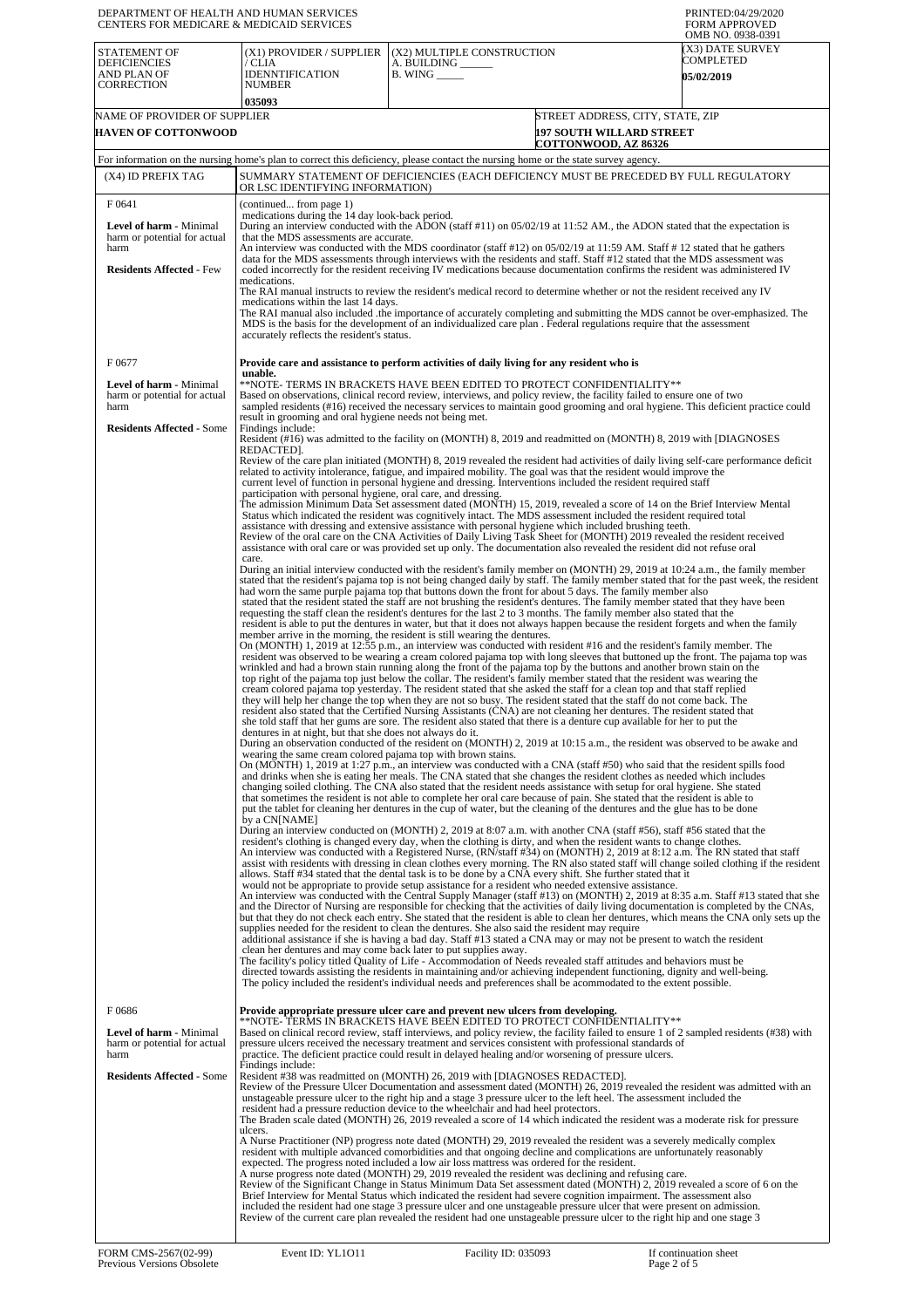DEPARTMENT OF HEALTH AND HUMAN SERVICES
CENTERS FOR MEDICARE & MEDICAID SERVICES

PRINTED:04/29/2020
FORM APPROVED
OMB NO. 0938-0391

| STATEMENT OF DEFICIENCIES AND PLAN OF CORRECTION | (X1) PROVIDER / SUPPLIER / CLIA IDENNTIFICATION NUMBER | (X2) MULTIPLE CONSTRUCTION A. BUILDING ______ B. WING _____ | (X3) DATE SURVEY COMPLETED |
|---|---|---|---|
| | 035093 | | 05/02/2019 |

| NAME OF PROVIDER OF SUPPLIER | STREET ADDRESS, CITY, STATE, ZIP |
|---|---|
| HAVEN OF COTTONWOOD | 197 SOUTH WILLARD STREET COTTONWOOD, AZ 86326 |

For information on the nursing home's plan to correct this deficiency, please contact the nursing home or the state survey agency.

| (X4) ID PREFIX TAG | SUMMARY STATEMENT OF DEFICIENCIES (EACH DEFICIENCY MUST BE PRECEDED BY FULL REGULATORY OR LSC IDENTIFYING INFORMATION) |
|---|---|
| F 0641<br><br>**Level of harm -** Minimal harm or potential for actual harm<br><br>**Residents Affected -** Few | (continued... from page 1)<br>medications during the 14 day look-back period.<br>During an interview conducted with the ADON (staff #11) on 05/02/19 at 11:52 AM., the ADON stated that the expectation is that the MDS assessments are accurate.<br>An interview was conducted with the MDS coordinator (staff #12) on 05/02/19 at 11:59 AM. Staff # 12 stated that he gathers data for the MDS assessments through interviews with the residents and staff. Staff #12 stated that the MDS assessment was coded incorrectly for the resident receiving IV medications because documentation confirms the resident was administered IV medications.<br>The RAI manual instructs to review the resident's medical record to determine whether or not the resident received any IV medications within the last 14 days.<br>The RAI manual also included .the importance of accurately completing and submitting the MDS cannot be over-emphasized. The MDS is the basis for the development of an individualized care plan . Federal regulations require that the assessment accurately reflects the resident's status. |
| F 0677<br><br>**Level of harm -** Minimal harm or potential for actual harm<br><br>**Residents Affected -** Some | **Provide care and assistance to perform activities of daily living for any resident who is unable.**<br>**NOTE- TERMS IN BRACKETS HAVE BEEN EDITED TO PROTECT CONFIDENTIALITY**<br>Based on observations, clinical record review, interviews, and policy review, the facility failed to ensure one of two sampled residents (#16) received the necessary services to maintain good grooming and oral hygiene. This deficient practice could result in grooming and oral hygiene needs not being met.<br>Findings include:<br>Resident (#16) was admitted to the facility on (MONTH) 8, 2019 and readmitted on (MONTH) 8, 2019 with [DIAGNOSES REDACTED].<br>Review of the care plan initiated (MONTH) 8, 2019 revealed the resident had activities of daily living self-care performance deficit related to activity intolerance, fatigue, and impaired mobility. The goal was that the resident would improve the current level of function in personal hygiene and dressing. Interventions included the resident required staff participation with personal hygiene, oral care, and dressing.<br>The admission Minimum Data Set assessment dated (MONTH) 15, 2019, revealed a score of 14 on the Brief Interview Mental Status which indicated the resident was cognitively intact. The MDS assessment included the resident required total assistance with dressing and extensive assistance with personal hygiene which included brushing teeth.<br>Review of the oral care on the CNA Activities of Daily Living Task Sheet for (MONTH) 2019 revealed the resident received assistance with oral care or was provided set up only. The documentation also revealed the resident did not refuse oral care.<br>During an initial interview conducted with the resident's family member on (MONTH) 29, 2019 at 10:24 a.m., the family member stated that the resident's pajama top is not being changed daily by staff. The family member stated that for the past week, the resident had worn the same purple pajama top that buttons down the front for about 5 days. The family member also stated that the resident stated the staff are not brushing the resident's dentures. The family member stated that they have been requesting the staff clean the resident's dentures for the last 2 to 3 months. The family member also stated that the resident is able to put the dentures in water, but that it does not always happen because the resident forgets and when the family member arrive in the morning, the resident is still wearing the dentures.<br>On (MONTH) 1, 2019 at 12:55 p.m., an interview was conducted with resident #16 and the resident's family member. The resident was observed to be wearing a cream colored pajama top with long sleeves that buttoned up the front. The pajama top was wrinkled and had a brown stain running along the front of the pajama top by the buttons and another brown stain on the top right of the pajama top just below the collar. The resident's family member stated that the resident was wearing the cream colored pajama top yesterday. The resident stated that she asked the staff for a clean top and that staff replied they will help her change the top when they are not so busy. The resident stated that the staff do not come back. The resident also stated that the Certified Nursing Assistants (CNA) are not cleaning her dentures. The resident stated that she told staff that her gums are sore. The resident also stated that there is a denture cup available for her to put the dentures in at night, but that she does not always do it.<br>During an observation conducted of the resident on (MONTH) 2, 2019 at 10:15 a.m., the resident was observed to be awake and wearing the same cream colored pajama top with brown stains.<br>On (MONTH) 1, 2019 at 1:27 p.m., an interview was conducted with a CNA (staff #50) who said that the resident spills food and drinks when she is eating her meals. The CNA stated that she changes the resident clothes as needed which includes changing soiled clothing. The CNA also stated that the resident needs assistance with setup for oral hygiene. She stated that sometimes the resident is not able to complete her oral care because of pain. She stated that the resident is able to put the tablet for cleaning her dentures in the cup of water, but the cleaning of the dentures and the glue has to be done by a CN[NAME]<br>During an interview conducted on (MONTH) 2, 2019 at 8:07 a.m. with another CNA (staff #56), staff #56 stated that the resident's clothing is changed every day, when the clothing is dirty, and when the resident wants to change clothes.<br>An interview was conducted with a Registered Nurse, (RN/staff #34) on (MONTH) 2, 2019 at 8:12 a.m. The RN stated that staff assist with residents with dressing in clean clothes every morning. The RN also stated staff will change soiled clothing if the resident allows. Staff #34 stated that the dental task is to be done by a CNA every shift. She further stated that it would not be appropriate to provide setup assistance for a resident who needed extensive assistance.<br>An interview was conducted with the Central Supply Manager (staff #13) on (MONTH) 2, 2019 at 8:35 a.m. Staff #13 stated that she and the Director of Nursing are responsible for checking that the activities of daily living documentation is completed by the CNAs, but that they do not check each entry. She stated that the resident is able to clean her dentures, which means the CNA only sets up the supplies needed for the resident to clean the dentures. She also said the resident may require additional assistance if she is having a bad day. Staff #13 stated a CNA may or may not be present to watch the resident clean her dentures and may come back later to put supplies away.<br>The facility's policy titled Quality of Life - Accommodation of Needs revealed staff attitudes and behaviors must be directed towards assisting the residents in maintaining and/or achieving independent functioning, dignity and well-being. The policy included the resident's individual needs and preferences shall be acommodated to the extent possible. |
| F 0686<br><br>**Level of harm -** Minimal harm or potential for actual harm<br><br>**Residents Affected -** Some | **Provide appropriate pressure ulcer care and prevent new ulcers from developing.**<br>**NOTE- TERMS IN BRACKETS HAVE BEEN EDITED TO PROTECT CONFIDENTIALITY**<br>Based on clinical record review, staff interviews, and policy review, the facility failed to ensure 1 of 2 sampled residents (#38) with pressure ulcers received the necessary treatment and services consistent with professional standards of practice. The deficient practice could result in delayed healing and/or worsening of pressure ulcers.<br>Findings include:<br>Resident #38 was readmitted on (MONTH) 26, 2019 with [DIAGNOSES REDACTED].<br>Review of the Pressure Ulcer Documentation and assessment dated (MONTH) 26, 2019 revealed the resident was admitted with an unstageable pressure ulcer to the right hip and a stage 3 pressure ulcer to the left heel. The assessment included the resident had a pressure reduction device to the wheelchair and had heel protectors.<br>The Braden scale dated (MONTH) 26, 2019 revealed a score of 14 which indicated the resident was a moderate risk for pressure ulcers.<br>A Nurse Practitioner (NP) progress note dated (MONTH) 29, 2019 revealed the resident was a severely medically complex resident with multiple advanced comorbidities and that ongoing decline and complications are unfortunately reasonably expected. The progress noted included a low air loss mattress was ordered for the resident.<br>A nurse progress note dated (MONTH) 29, 2019 revealed the resident was declining and refusing care.<br>Review of the Significant Change in Status Minimum Data Set assessment dated (MONTH) 2, 2019 revealed a score of 6 on the Brief Interview for Mental Status which indicated the resident had severe cognition impairment. The assessment also included the resident had one stage 3 pressure ulcer and one unstageable pressure ulcer that were present on admission.<br>Review of the current care plan revealed the resident had one unstageable pressure ulcer to the right hip and one stage 3 |

FORM CMS-2567(02-99) Previous Versions Obsolete | Event ID: YL1O11 | Facility ID: 035093 | If continuation sheet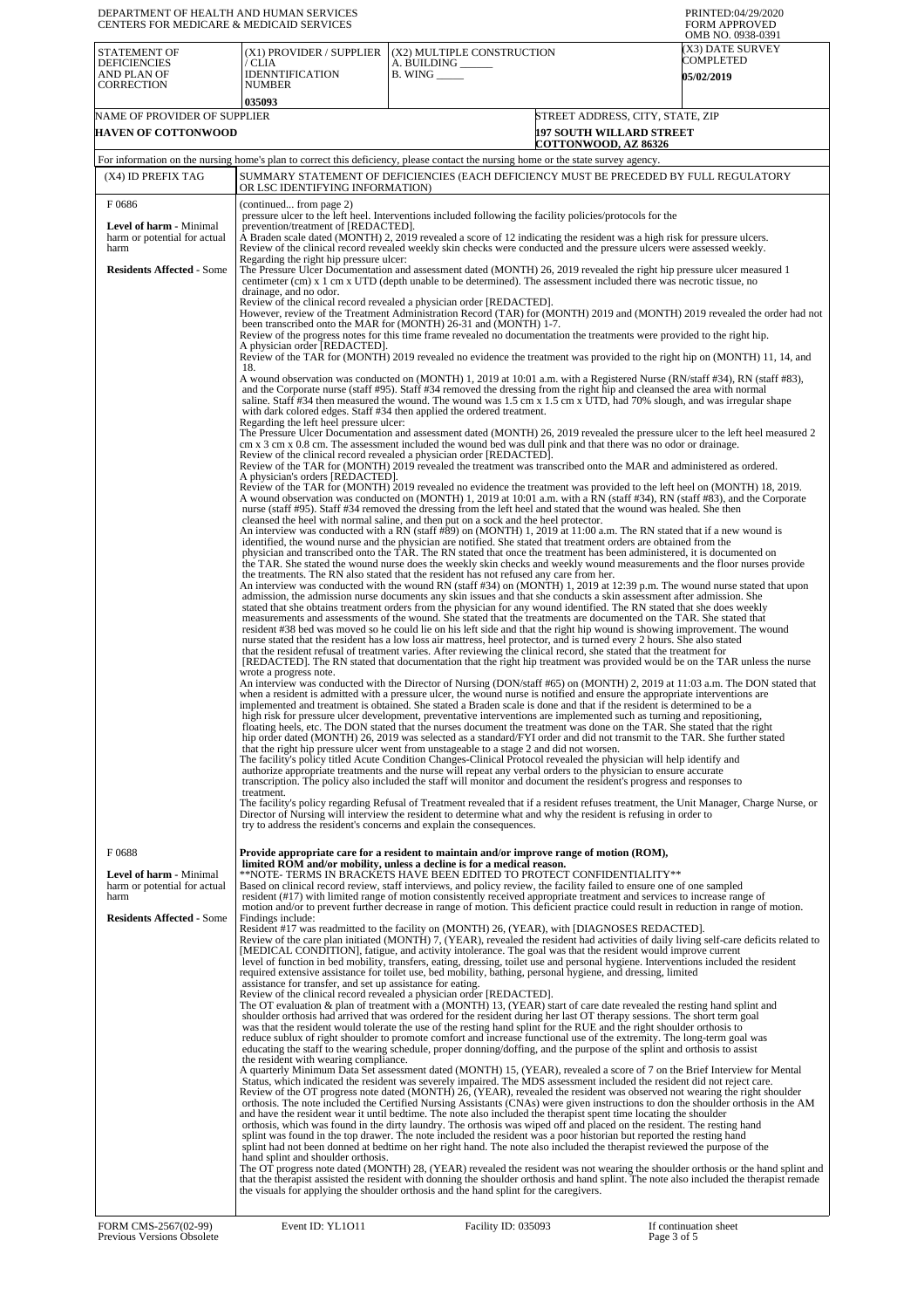DEPARTMENT OF HEALTH AND HUMAN SERVICES
CENTERS FOR MEDICARE & MEDICAID SERVICES

PRINTED:04/29/2020
FORM APPROVED
OMB NO. 0938-0391

| STATEMENT OF DEFICIENCIES AND PLAN OF CORRECTION | (X1) PROVIDER / SUPPLIER / CLIA IDENNTIFICATION NUMBER | (X2) MULTIPLE CONSTRUCTION A. BUILDING ______ B. WING _____ | (X3) DATE SURVEY COMPLETED |
|---|---|---|---|
| | 035093 | | 05/02/2019 |

| NAME OF PROVIDER OF SUPPLIER | STREET ADDRESS, CITY, STATE, ZIP |
|---|---|
| HAVEN OF COTTONWOOD | 197 SOUTH WILLARD STREET COTTONWOOD, AZ 86326 |

For information on the nursing home's plan to correct this deficiency, please contact the nursing home or the state survey agency.

| (X4) ID PREFIX TAG | SUMMARY STATEMENT OF DEFICIENCIES (EACH DEFICIENCY MUST BE PRECEDED BY FULL REGULATORY OR LSC IDENTIFYING INFORMATION) |
|---|---|
| F 0686 **Level of harm** - Minimal harm or potential for actual harm **Residents Affected** - Some | (continued... from page 2) pressure ulcer to the left heel. Interventions included following the facility policies/protocols for the prevention/treatment of [REDACTED]. A Braden scale dated (MONTH) 2, 2019 revealed a score of 12 indicating the resident was a high risk for pressure ulcers. Review of the clinical record revealed weekly skin checks were conducted and the pressure ulcers were assessed weekly. Regarding the right hip pressure ulcer: The Pressure Ulcer Documentation and assessment dated (MONTH) 26, 2019 revealed the right hip pressure ulcer measured 1 centimeter (cm) x 1 cm x UTD (depth unable to be determined). The assessment included there was necrotic tissue, no drainage, and no odor. Review of the clinical record revealed a physician order [REDACTED]. However, review of the Treatment Administration Record (TAR) for (MONTH) 2019 and (MONTH) 2019 revealed the order had not been transcribed onto the MAR for (MONTH) 26-31 and (MONTH) 1-7. Review of the progress notes for this time frame revealed no documentation the treatments were provided to the right hip. A physician order [REDACTED]. Review of the TAR for (MONTH) 2019 revealed no evidence the treatment was provided to the right hip on (MONTH) 11, 14, and 18. A wound observation was conducted on (MONTH) 1, 2019 at 10:01 a.m. with a Registered Nurse (RN/staff #34), RN (staff #83), and the Corporate nurse (staff #95). Staff #34 removed the dressing from the right hip and cleansed the area with normal saline. Staff #34 then measured the wound. The wound was 1.5 cm x 1.5 cm x UTD, had 70% slough, and was irregular shape with dark colored edges. Staff #34 then applied the ordered treatment. Regarding the left heel pressure ulcer: The Pressure Ulcer Documentation and assessment dated (MONTH) 26, 2019 revealed the pressure ulcer to the left heel measured 2 cm x 3 cm x 0.8 cm. The assessment included the wound bed was dull pink and that there was no odor or drainage. Review of the clinical record revealed a physician order [REDACTED]. Review of the TAR for (MONTH) 2019 revealed the treatment was transcribed onto the MAR and administered as ordered. A physician's orders [REDACTED]. Review of the TAR for (MONTH) 2019 revealed no evidence the treatment was provided to the left heel on (MONTH) 18, 2019. A wound observation was conducted on (MONTH) 1, 2019 at 10:01 a.m. with a RN (staff #34), RN (staff #83), and the Corporate nurse (staff #95). Staff #34 removed the dressing from the left heel and stated that the wound was healed. She then cleansed the heel with normal saline, and then put on a sock and the heel protector. An interview was conducted with a RN (staff #89) on (MONTH) 1, 2019 at 11:00 a.m. The RN stated that if a new wound is identified, the wound nurse and the physician are notified. She stated that treatment orders are obtained from the physician and transcribed onto the TAR. The RN stated that once the treatment has been administered, it is documented on the TAR. She stated the wound nurse does the weekly skin checks and weekly wound measurements and the floor nurses provide the treatments. The RN also stated that the resident has not refused any care from her. An interview was conducted with the wound RN (staff #34) on (MONTH) 1, 2019 at 12:39 p.m. The wound nurse stated that upon admission, the admission nurse documents any skin issues and that she conducts a skin assessment after admission. She stated that she obtains treatment orders from the physician for any wound identified. The RN stated that she does weekly measurements and assessments of the wound. She stated that the treatments are documented on the TAR. She stated that resident #38 bed was moved so he could lie on his left side and that the right hip wound is showing improvement. The wound nurse stated that the resident has a low loss air mattress, heel protector, and is turned every 2 hours. She also stated that the resident refusal of treatment varies. After reviewing the clinical record, she stated that the treatment for [REDACTED]. The RN stated that documentation that the right hip treatment was provided would be on the TAR unless the nurse wrote a progress note. An interview was conducted with the Director of Nursing (DON/staff #65) on (MONTH) 2, 2019 at 11:03 a.m. The DON stated that when a resident is admitted with a pressure ulcer, the wound nurse is notified and ensure the appropriate interventions are implemented and treatment is obtained. She stated a Braden scale is done and that if the resident is determined to be a high risk for pressure ulcer development, preventative interventions are implemented such as turning and repositioning, floating heels, etc. The DON stated that the nurses document the treatment was done on the TAR. She stated that the right hip order dated (MONTH) 26, 2019 was selected as a standard/FYI order and did not transmit to the TAR. She further stated that the right hip pressure ulcer went from unstageable to a stage 2 and did not worsen. The facility's policy titled Acute Condition Changes-Clinical Protocol revealed the physician will help identify and authorize appropriate treatments and the nurse will repeat any verbal orders to the physician to ensure accurate transcription. The policy also included the staff will monitor and document the resident's progress and responses to treatment. The facility's policy regarding Refusal of Treatment revealed that if a resident refuses treatment, the Unit Manager, Charge Nurse, or Director of Nursing will interview the resident to determine what and why the resident is refusing in order to try to address the resident's concerns and explain the consequences. |
| F 0688 **Level of harm** - Minimal harm or potential for actual harm **Residents Affected** - Some | **Provide appropriate care for a resident to maintain and/or improve range of motion (ROM), limited ROM and/or mobility, unless a decline is for a medical reason.** **NOTE- TERMS IN BRACKETS HAVE BEEN EDITED TO PROTECT CONFIDENTIALITY** Based on clinical record review, staff interviews, and policy review, the facility failed to ensure one of one sampled resident (#17) with limited range of motion consistently received appropriate treatment and services to increase range of motion and/or to prevent further decrease in range of motion. This deficient practice could result in reduction in range of motion. Findings include: Resident #17 was readmitted to the facility on (MONTH) 26, (YEAR), with [DIAGNOSES REDACTED]. Review of the care plan initiated (MONTH) 7, (YEAR), revealed the resident had activities of daily living self-care deficits related to [MEDICAL CONDITION], fatigue, and activity intolerance. The goal was that the resident would improve current level of function in bed mobility, transfers, eating, dressing, toilet use and personal hygiene. Interventions included the resident required extensive assistance for toilet use, bed mobility, bathing, personal hygiene, and dressing, limited assistance for transfer, and set up assistance for eating. Review of the clinical record revealed a physician order [REDACTED]. The OT evaluation & plan of treatment with a (MONTH) 13, (YEAR) start of care date revealed the resting hand splint and shoulder orthosis had arrived that was ordered for the resident during her last OT therapy sessions. The short term goal was that the resident would tolerate the use of the resting hand splint for the RUE and the right shoulder orthosis to reduce sublux of right shoulder to promote comfort and increase functional use of the extremity. The long-term goal was educating the staff to the wearing schedule, proper donning/doffing, and the purpose of the splint and orthosis to assist the resident with wearing compliance. A quarterly Minimum Data Set assessment dated (MONTH) 15, (YEAR), revealed a score of 7 on the Brief Interview for Mental Status, which indicated the resident was severely impaired. The MDS assessment included the resident did not reject care. Review of the OT progress note dated (MONTH) 26, (YEAR), revealed the resident was observed not wearing the right shoulder orthosis. The note included the Certified Nursing Assistants (CNAs) were given instructions to don the shoulder orthosis in the AM and have the resident wear it until bedtime. The note also included the therapist spent time locating the shoulder orthosis, which was found in the dirty laundry. The orthosis was wiped off and placed on the resident. The resting hand splint was found in the top drawer. The note included the resident was a poor historian but reported the resting hand splint had not been donned at bedtime on her right hand. The note also included the therapist reviewed the purpose of the hand splint and shoulder orthosis. The OT progress note dated (MONTH) 28, (YEAR) revealed the resident was not wearing the shoulder orthosis or the hand splint and that the therapist assisted the resident with donning the shoulder orthosis and hand splint. The note also included the therapist remade the visuals for applying the shoulder orthosis and the hand splint for the caregivers. |

FORM CMS-2567(02-99) Previous Versions Obsolete | Event ID: YL1O11 | Facility ID: 035093 | If continuation sheet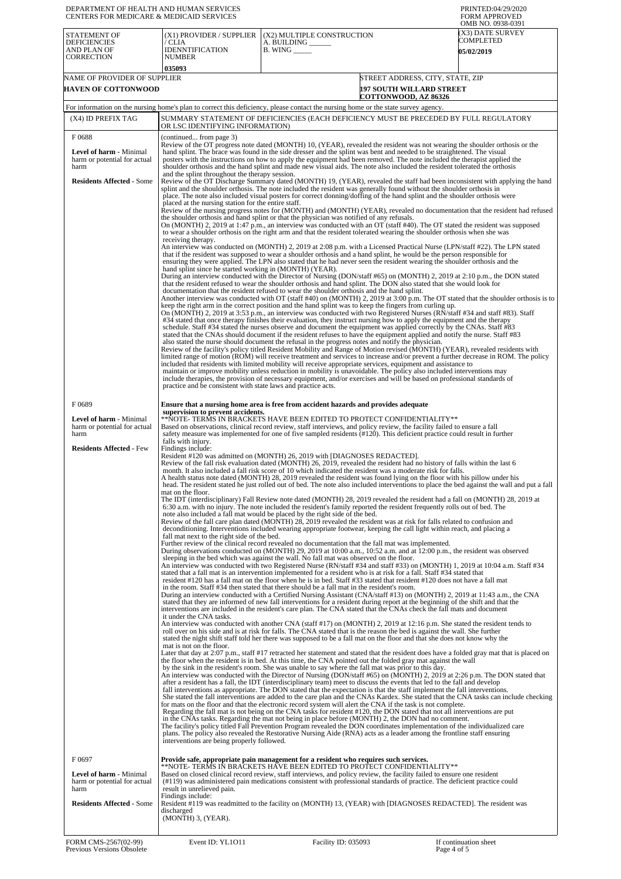DEPARTMENT OF HEALTH AND HUMAN SERVICES
CENTERS FOR MEDICARE & MEDICAID SERVICES

PRINTED:04/29/2020
FORM APPROVED
OMB NO. 0938-0391

| STATEMENT OF DEFICIENCIES AND PLAN OF CORRECTION | (X1) PROVIDER / SUPPLIER / CLIA IDENNTIFICATION NUMBER | (X2) MULTIPLE CONSTRUCTION A. BUILDING ______ B. WING _____ | (X3) DATE SURVEY COMPLETED |
|---|---|---|---|
| | 035093 | | 05/02/2019 |

| NAME OF PROVIDER OF SUPPLIER | STREET ADDRESS, CITY, STATE, ZIP |
|---|---|
| HAVEN OF COTTONWOOD | 197 SOUTH WILLARD STREET COTTONWOOD, AZ 86326 |

For information on the nursing home's plan to correct this deficiency, please contact the nursing home or the state survey agency.

| (X4) ID PREFIX TAG | SUMMARY STATEMENT OF DEFICIENCIES (EACH DEFICIENCY MUST BE PRECEDED BY FULL REGULATORY OR LSC IDENTIFYING INFORMATION) |
|---|---|
| F 0688 **Level of harm** - Minimal harm or potential for actual harm **Residents Affected** - Some | (continued... from page 3) Review of the OT progress note dated (MONTH) 10, (YEAR), revealed the resident was not wearing the shoulder orthosis or the hand splint. The brace was found in the side dresser and the splint was bent and needed to be straightened. The visual posters with the instructions on how to apply the equipment had been removed. The note included the therapist applied the shoulder orthosis and the hand splint and made new visual aids. The note also included the resident tolerated the orthosis and the splint throughout the therapy session. Review of the OT Discharge Summary dated (MONTH) 19, (YEAR), revealed the staff had been inconsistent with applying the hand splint and the shoulder orthosis. The note included the resident was generally found without the shoulder orthosis in place. The note also included visual posters for correct donning/doffing of the hand splint and the shoulder orthosis were placed at the nursing station for the entire staff. Review of the nursing progress notes for (MONTH) and (MONTH) (YEAR), revealed no documentation that the resident had refused the shoulder orthosis and hand splint or that the physician was notified of any refusals. On (MONTH) 2, 2019 at 1:47 p.m., an interview was conducted with an OT (staff #40). The OT stated the resident was supposed to wear a shoulder orthosis on the right arm and that the resident tolerated wearing the shoulder orthosis when she was receiving therapy. An interview was conducted on (MONTH) 2, 2019 at 2:08 p.m. with a Licensed Practical Nurse (LPN/staff #22). The LPN stated that if the resident was supposed to wear a shoulder orthosis and a hand splint, he would be the person responsible for ensuring they were applied. The LPN also stated that he had never seen the resident wearing the shoulder orthosis and the hand splint since he started working in (MONTH) (YEAR). During an interview conducted with the Director of Nursing (DON/staff #65) on (MONTH) 2, 2019 at 2:10 p.m., the DON stated that the resident refused to wear the shoulder orthosis and hand splint. The DON also stated that she would look for documentation that the resident refused to wear the shoulder orthosis and the hand splint. Another interview was conducted with OT (staff #40) on (MONTH) 2, 2019 at 3:00 p.m. The OT stated that the shoulder orthosis is to keep the right arm in the correct position and the hand splint was to keep the fingers from curling up. On (MONTH) 2, 2019 at 3:53 p.m., an interview was conducted with two Registered Nurses (RN/staff #34 and staff #83). Staff #34 stated that once therapy finishes their evaluation, they instruct nursing how to apply the equipment and the therapy schedule. Staff #34 stated the nurses observe and document the equipment was applied correctly by the CNAs. Staff #83 stated that the CNAs should document if the resident refuses to have the equipment applied and notify the nurse. Staff #83 also stated the nurse should document the refusal in the progress notes and notify the physician. Review of the facility's policy titled Resident Mobility and Range of Motion revised (MONTH) (YEAR), revealed residents with limited range of motion (ROM) will receive treatment and services to increase and/or prevent a further decrease in ROM. The policy included that residents with limited mobility will receive appropriate services, equipment and assistance to maintain or improve mobility unless reduction in mobility is unavoidable. The policy also included interventions may include therapies, the provision of necessary equipment, and/or exercises and will be based on professional standards of practice and be consistent with state laws and practice acts. |
| F 0689 **Level of harm** - Minimal harm or potential for actual harm **Residents Affected** - Few | **Ensure that a nursing home area is free from accident hazards and provides adequate supervision to prevent accidents.** **NOTE- TERMS IN BRACKETS HAVE BEEN EDITED TO PROTECT CONFIDENTIALITY** Based on observations, clinical record review, staff interviews, and policy review, the facility failed to ensure a fall safety measure was implemented for one of five sampled residents (#120). This deficient practice could result in further falls with injury. Findings include: Resident #120 was admitted on (MONTH) 26, 2019 with [DIAGNOSES REDACTED]. Review of the fall risk evaluation dated (MONTH) 26, 2019, revealed the resident had no history of falls within the last 6 month. It also included a fall risk score of 10 which indicated the resident was a moderate risk for falls. A health status note dated (MONTH) 28, 2019 revealed the resident was found lying on the floor with his pillow under his head. The resident stated he just rolled out of bed. The note also included interventions to place the bed against the wall and put a fall mat on the floor. The IDT (interdisciplinary) Fall Review note dated (MONTH) 28, 2019 revealed the resident had a fall on (MONTH) 28, 2019 at 6:30 a.m. with no injury. The note included the resident's family reported the resident frequently rolls out of bed. The note also included a fall mat would be placed by the right side of the bed. Review of the fall care plan dated (MONTH) 28, 2019 revealed the resident was at risk for falls related to confusion and deconditioning. Interventions included wearing appropriate footwear, keeping the call light within reach, and placing a fall mat next to the right side of the bed. Further review of the clinical record revealed no documentation that the fall mat was implemented. During observations conducted on (MONTH) 29, 2019 at 10:00 a.m., 10:52 a.m. and at 12:00 p.m., the resident was observed sleeping in the bed which was against the wall. No fall mat was observed on the floor. An interview was conducted with two Registered Nurse (RN/staff #34 and staff #33) on (MONTH) 1, 2019 at 10:04 a.m. Staff #34 stated that a fall mat is an intervention implemented for a resident who is at risk for a fall. Staff #34 stated that resident #120 has a fall mat on the floor when he is in bed. Staff #33 stated that resident #120 does not have a fall mat in the room. Staff #34 then stated that there should be a fall mat in the resident's room. During an interview conducted with a Certified Nursing Assistant (CNA/staff #13) on (MONTH) 2, 2019 at 11:43 a.m., the CNA stated that they are informed of new fall interventions for a resident during report at the beginning of the shift and that the interventions are included in the resident's care plan. The CNA stated that the CNAs check the fall mats and document it under the CNA tasks. An interview was conducted with another CNA (staff #17) on (MONTH) 2, 2019 at 12:16 p.m. She stated the resident tends to roll over on his side and is at risk for falls. The CNA stated that is the reason the bed is against the wall. She further stated the night shift staff told her there was supposed to be a fall mat on the floor and that she does not know why the mat is not on the floor. Later that day at 2:07 p.m., staff #17 retracted her statement and stated that the resident does have a folded gray mat that is placed on the floor when the resident is in bed. At this time, the CNA pointed out the folded gray mat against the wall by the sink in the resident's room. She was unable to say where the fall mat was prior to this day. An interview was conducted with the Director of Nursing (DON/staff #65) on (MONTH) 2, 2019 at 2:26 p.m. The DON stated that after a resident has a fall, the IDT (interdisciplinary team) meet to discuss the events that led to the fall and develop fall interventions as appropriate. The DON stated that the expectation is that the staff implement the fall interventions. She stated the fall interventions are added to the care plan and the CNAs Kardex. She stated that the CNA tasks can include checking for mats on the floor and that the electronic record system will alert the CNA if the task is not complete. Regarding the fall mat is not being on the CNA tasks for resident #120, the DON stated that not all interventions are put in the CNAs tasks. Regarding the mat not being in place before (MONTH) 2, the DON had no comment. The facility's policy titled Fall Prevention Program revealed the DON coordinates implementation of the individualized care plans. The policy also revealed the Restorative Nursing Aide (RNA) acts as a leader among the frontline staff ensuring interventions are being properly followed. |
| F 0697 **Level of harm** - Minimal harm or potential for actual harm **Residents Affected** - Some | **Provide safe, appropriate pain management for a resident who requires such services.** **NOTE- TERMS IN BRACKETS HAVE BEEN EDITED TO PROTECT CONFIDENTIALITY** Based on closed clinical record review, staff interviews, and policy review, the facility failed to ensure one resident (#119) was administered pain medications consistent with professional standards of practice. The deficient practice could result in unrelieved pain. Findings include: Resident #119 was readmitted to the facility on (MONTH) 13, (YEAR) with [DIAGNOSES REDACTED]. The resident was discharged (MONTH) 3, (YEAR). |

FORM CMS-2567(02-99) Previous Versions Obsolete | Event ID: YL1O11 | Facility ID: 035093 | If continuation sheet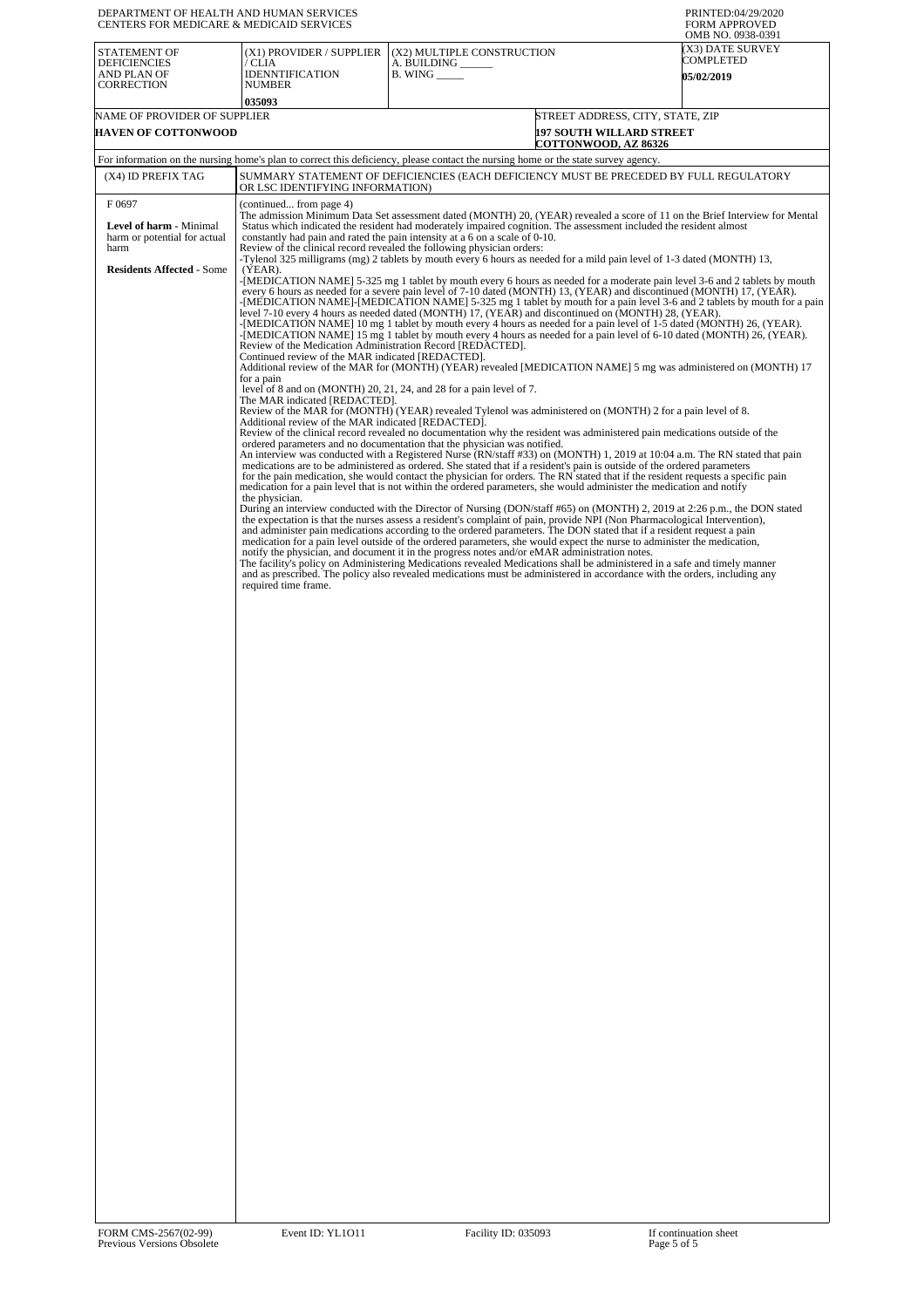DEPARTMENT OF HEALTH AND HUMAN SERVICES
CENTERS FOR MEDICARE & MEDICAID SERVICES

PRINTED:04/29/2020
FORM APPROVED
OMB NO. 0938-0391

| STATEMENT OF DEFICIENCIES AND PLAN OF CORRECTION | (X1) PROVIDER / SUPPLIER / CLIA IDENNTIFICATION NUMBER | (X2) MULTIPLE CONSTRUCTION A. BUILDING ______ B. WING _____ | (X3) DATE SURVEY COMPLETED |
|---|---|---|---|
| | 035093 | | 05/02/2019 |

| NAME OF PROVIDER OF SUPPLIER | STREET ADDRESS, CITY, STATE, ZIP |
|---|---|
| HAVEN OF COTTONWOOD | 197 SOUTH WILLARD STREET COTTONWOOD, AZ 86326 |

For information on the nursing home's plan to correct this deficiency, please contact the nursing home or the state survey agency.

| (X4) ID PREFIX TAG | SUMMARY STATEMENT OF DEFICIENCIES (EACH DEFICIENCY MUST BE PRECEDED BY FULL REGULATORY OR LSC IDENTIFYING INFORMATION) |
|---|---|
| F 0697<br><br>**Level of harm -** Minimal harm or potential for actual harm<br><br>**Residents Affected -** Some | (continued... from page 4)<br>The admission Minimum Data Set assessment dated (MONTH) 20, (YEAR) revealed a score of 11 on the Brief Interview for Mental Status which indicated the resident had moderately impaired cognition. The assessment included the resident almost constantly had pain and rated the pain intensity at a 6 on a scale of 0-10.<br>Review of the clinical record revealed the following physician orders:<br>-Tylenol 325 milligrams (mg) 2 tablets by mouth every 6 hours as needed for a mild pain level of 1-3 dated (MONTH) 13, (YEAR).<br>-[MEDICATION NAME] 5-325 mg 1 tablet by mouth every 6 hours as needed for a moderate pain level 3-6 and 2 tablets by mouth every 6 hours as needed for a severe pain level of 7-10 dated (MONTH) 13, (YEAR) and discontinued (MONTH) 17, (YEAR).<br>-[MEDICATION NAME]-[MEDICATION NAME] 5-325 mg 1 tablet by mouth for a pain level 3-6 and 2 tablets by mouth for a pain level 7-10 every 4 hours as needed dated (MONTH) 17, (YEAR) and discontinued on (MONTH) 28, (YEAR).<br>-[MEDICATION NAME] 10 mg 1 tablet by mouth every 4 hours as needed for a pain level of 1-5 dated (MONTH) 26, (YEAR).<br>-[MEDICATION NAME] 15 mg 1 tablet by mouth every 4 hours as needed for a pain level of 6-10 dated (MONTH) 26, (YEAR).<br>Review of the Medication Administration Record [REDACTED].<br>Continued review of the MAR indicated [REDACTED].<br>Additional review of the MAR for (MONTH) (YEAR) revealed [MEDICATION NAME] 5 mg was administered on (MONTH) 17 for a pain level of 8 and on (MONTH) 20, 21, 24, and 28 for a pain level of 7.<br>The MAR indicated [REDACTED].<br>Review of the MAR for (MONTH) (YEAR) revealed Tylenol was administered on (MONTH) 2 for a pain level of 8.<br>Additional review of the MAR indicated [REDACTED].<br>Review of the clinical record revealed no documentation why the resident was administered pain medications outside of the ordered parameters and no documentation that the physician was notified.<br>An interview was conducted with a Registered Nurse (RN/staff #33) on (MONTH) 1, 2019 at 10:04 a.m. The RN stated that pain medications are to be administered as ordered. She stated that if a resident's pain is outside of the ordered parameters for the pain medication, she would contact the physician for orders. The RN stated that if the resident requests a specific pain medication for a pain level that is not within the ordered parameters, she would administer the medication and notify the physician.<br>During an interview conducted with the Director of Nursing (DON/staff #65) on (MONTH) 2, 2019 at 2:26 p.m., the DON stated the expectation is that the nurses assess a resident's complaint of pain, provide NPI (Non Pharmacological Intervention), and administer pain medications according to the ordered parameters. The DON stated that if a resident request a pain medication for a pain level outside of the ordered parameters, she would expect the nurse to administer the medication, notify the physician, and document it in the progress notes and/or eMAR administration notes.<br>The facility's policy on Administering Medications revealed Medications shall be administered in a safe and timely manner and as prescribed. The policy also revealed medications must be administered in accordance with the orders, including any required time frame. |

FORM CMS-2567(02-99) Previous Versions Obsolete | Event ID: YL1O11 | Facility ID: 035093 | If continuation sheet